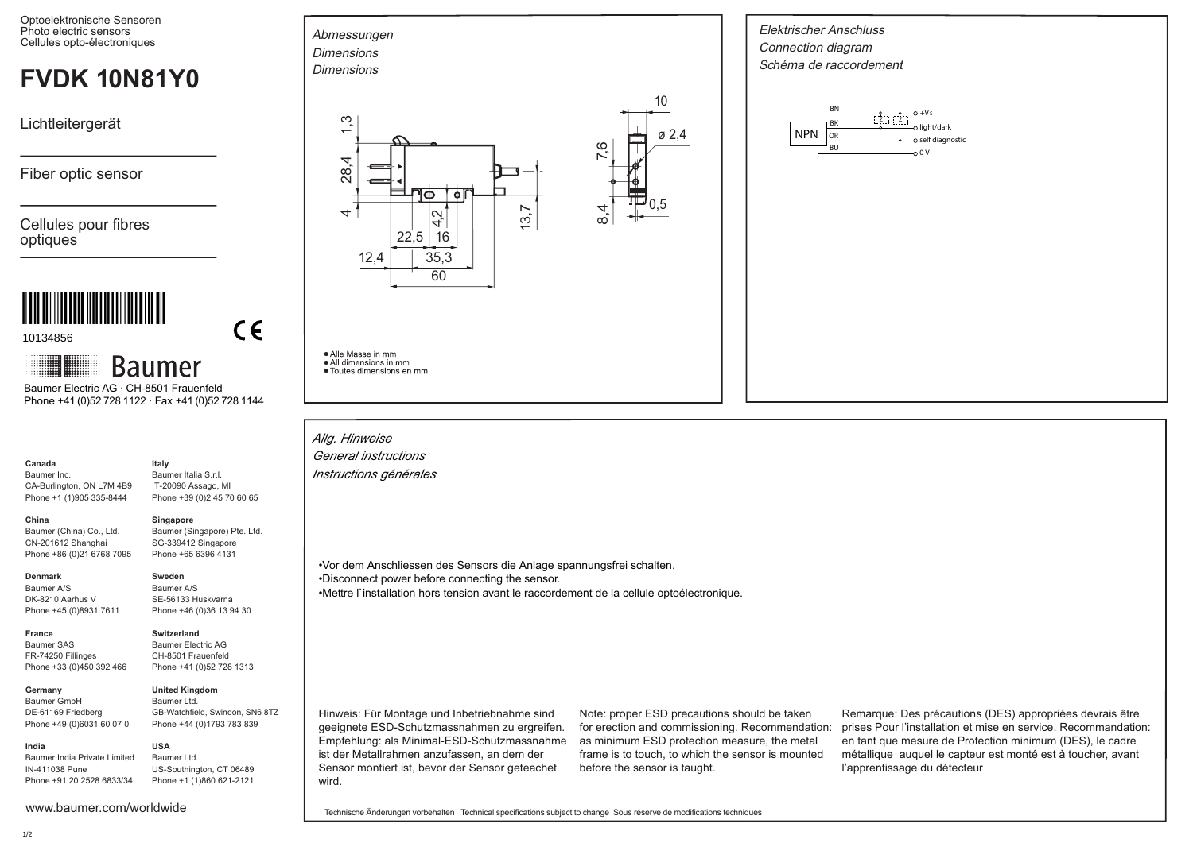Optoelektronische Sensoren
Photo electric sensors
Cellules opto-électroniques

# FVDK 10N81Y0

Lichtleitergerät

Fiber optic sensor

Cellules pour fibres optiques

10134856

Baumer

Baumer Electric AG · CH-8501 Frauenfeld
Phone +41 (0)52 728 1122 · Fax +41 (0)52 728 1144

**Canada**
Baumer Inc.
CA-Burlington, ON L7M 4B9
Phone +1 (1)905 335-8444

**China**
Baumer (China) Co., Ltd.
CN-201612 Shanghai
Phone +86 (0)21 6768 7095

**Denmark**
Baumer A/S
DK-8210 Aarhus V
Phone +45 (0)8931 7611

**France**
Baumer SAS
FR-74250 Fillinges
Phone +33 (0)450 392 466

**Germany**
Baumer GmbH
DE-61169 Friedberg
Phone +49 (0)6031 60 07 0

**India**
Baumer India Private Limited
IN-411038 Pune
Phone +91 20 2528 6833/34

**Italy**
Baumer Italia S.r.l.
IT-20090 Assago, MI
Phone +39 (0)2 45 70 60 65

**Singapore**
Baumer (Singapore) Pte. Ltd.
SG-339412 Singapore
Phone +65 6396 4131

**Sweden**
Baumer A/S
SE-56133 Huskvarna
Phone +46 (0)36 13 94 30

**Switzerland**
Baumer Electric AG
CH-8501 Frauenfeld
Phone +41 (0)52 728 1313

**United Kingdom**
Baumer Ltd.
GB-Watchfield, Swindon, SN6 8TZ
Phone +44 (0)1793 783 839

**USA**
Baumer Ltd.
US-Southington, CT 06489
Phone +1 (1)860 621-2121

www.baumer.com/worldwide

*Abmessungen*
*Dimensions*
*Dimensions*

10, ø 2,4, 1,3, 28,4, 4, 4,2, 7,6, 8,4, 0,5, 13,7, 22,5, 16, 12,4, 35,3, 60

- Alle Masse in mm
- All dimensions in mm
- Toutes dimensions en mm

*Elektrischer Anschluss*
*Connection diagram*
*Schéma de raccordement*

NPN
BN — +Vs
BK — light/dark
OR — self diagnostic
BU — 0 V

*Allg. Hinweise*
*General instructions*
*Instructions générales*

- Vor dem Anschliessen des Sensors die Anlage spannungsfrei schalten.
- Disconnect power before connecting the sensor.
- Mettre l`installation hors tension avant le raccordement de la cellule optoélectronique.

Hinweis: Für Montage und Inbetriebnahme sind geeignete ESD-Schutzmassnahmen zu ergreifen. Empfehlung: als Minimal-ESD-Schutzmassnahme ist der Metallrahmen anzufassen, an dem der Sensor montiert ist, bevor der Sensor geteachet wird.

Note: proper ESD precautions should be taken for erection and commissioning. Recommendation: as minimum ESD protection measure, the metal frame is to touch, to which the sensor is mounted before the sensor is taught.

Remarque: Des précautions (DES) appropriées devrais être prises Pour l'installation et mise en service. Recommandation: en tant que mesure de Protection minimum (DES), le cadre métallique auquel le capteur est monté est à toucher, avant l'apprentissage du détecteur

Technische Änderungen vorbehalten Technical specifications subject to change Sous réserve de modifications techniques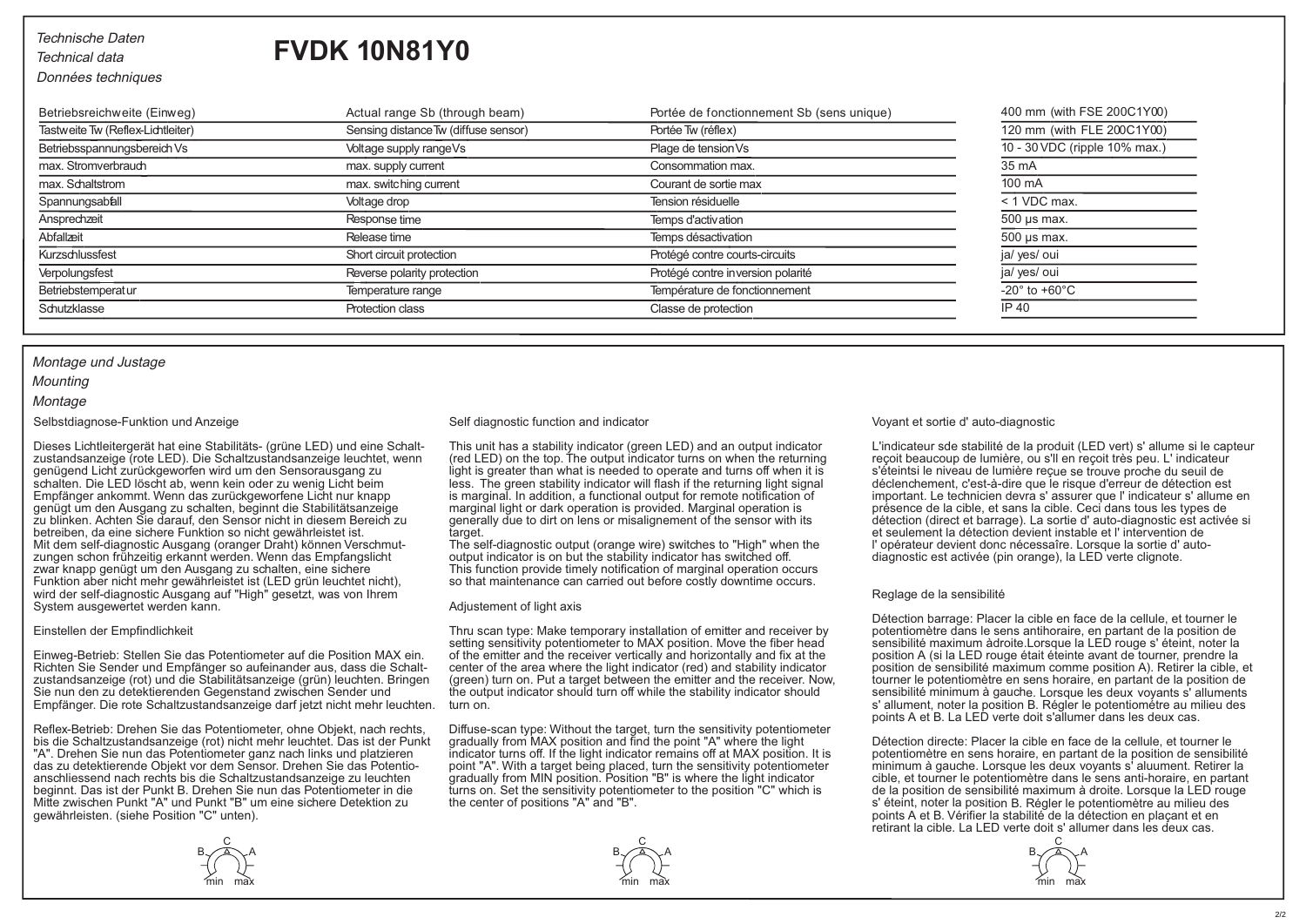*Technische Daten*
*Technical data*
*Données techniques*

# FVDK 10N81Y0

| | | | |
|---|---|---|---|
| Betriebsreichweite (Einweg) | Actual range Sb (through beam) | Portée de fonctionnement Sb (sens unique) | 400 mm (with FSE 200C1Y00) |
| Tastweite Tw (Reflex-Lichtleiter) | Sensing distance Tw (diffuse sensor) | Portée Tw (réflex) | 120 mm (with FLE 200C1Y00) |
| Betriebsspannungsbereich Vs | Voltage supply range Vs | Plage de tension Vs | 10 - 30 VDC (ripple 10% max.) |
| max. Stromverbrauch | max. supply current | Consommation max. | 35 mA |
| max. Schaltstrom | max. switching current | Courant de sortie max | 100 mA |
| Spannungsabfall | Voltage drop | Tension résiduelle | < 1 VDC max. |
| Ansprechzeit | Response time | Temps d'activation | 500 µs max. |
| Abfallzeit | Release time | Temps désactivation | 500 µs max. |
| Kurzschlussfest | Short circuit protection | Protégé contre courts-circuits | ja/ yes/ oui |
| Verpolungsfest | Reverse polarity protection | Protégé contre inversion polarité | ja/ yes/ oui |
| Betriebstemperatur | Temperature range | Température de fonctionnement | -20° to +60°C |
| Schutzklasse | Protection class | Classe de protection | IP 40 |

*Montage und Justage*
*Mounting*
*Montage*

Selbstdiagnose-Funktion und Anzeige

Dieses Lichtleitergerät hat eine Stabilitäts- (grüne LED) und eine Schaltzustandsanzeige (rote LED). Die Schaltzustandsanzeige leuchtet, wenn genügend Licht zurückgeworfen wird um den Sensorausgang zu schalten. Die LED löscht ab, wenn kein oder zu wenig Licht beim Empfänger ankommt. Wenn das zurückgeworfene Licht nur knapp genügt um den Ausgang zu schalten, beginnt die Stabilitätsanzeige zu blinken. Achten Sie darauf, den Sensor nicht in diesem Bereich zu betreiben, da eine sichere Funktion so nicht gewährleistet ist.
Mit dem self-diagnostic Ausgang (oranger Draht) können Verschmutzungen schon frühzeitig erkannt werden. Wenn das Empfangslicht zwar knapp genügt um den Ausgang zu schalten, eine sichere Funktion aber nicht mehr gewährleistet ist (LED grün leuchtet nicht), wird der self-diagnostic Ausgang auf "High" gesetzt, was von Ihrem System ausgewertet werden kann.

Einstellen der Empfindlichkeit

Einweg-Betrieb: Stellen Sie das Potentiometer auf die Position MAX ein. Richten Sie Sender und Empfänger so aufeinander aus, dass die Schaltzustandsanzeige (rot) und die Stabilitätsanzeige (grün) leuchten. Bringen Sie nun den zu detektierenden Gegenstand zwischen Sender und Empfänger. Die rote Schaltzustandsanzeige darf jetzt nicht mehr leuchten.

Reflex-Betrieb: Drehen Sie das Potentiometer, ohne Objekt, nach rechts, bis die Schaltzustandsanzeige (rot) nicht mehr leuchtet. Das ist der Punkt "A". Drehen Sie nun das Potentiometer ganz nach links und platzieren das zu detektierende Objekt vor dem Sensor. Drehen Sie das Potentioanschliessend nach rechts bis die Schaltzustandsanzeige zu leuchten beginnt. Das ist der Punkt B. Drehen Sie nun das Potentiometer in die Mitte zwischen Punkt "A" und Punkt "B" um eine sichere Detektion zu gewährleisten. (siehe Position "C" unten).

C
B A
min max

Self diagnostic function and indicator

This unit has a stability indicator (green LED) and an output indicator (red LED) on the top. The output indicator turns on when the returning light is greater than what is needed to operate and turns off when it is less. The green stability indicator will flash if the returning light signal is marginal. In addition, a functional output for remote notification of marginal light or dark operation is provided. Marginal operation is generally due to dirt on lens or misalignement of the sensor with its target.
The self-diagnostic output (orange wire) switches to "High" when the output indicator is on but the stability indicator has switched off.
This function provide timely notification of marginal operation occurs so that maintenance can carried out before costly downtime occurs.

Adjustement of light axis

Thru scan type: Make temporary installation of emitter and receiver by setting sensitivity potentiometer to MAX position. Move the fiber head of the emitter and the receiver vertically and horizontally and fix at the center of the area where the light indicator (red) and stability indicator (green) turn on. Put a target between the emitter and the receiver. Now, the output indicator should turn off while the stability indicator should turn on.

Diffuse-scan type: Without the target, turn the sensitivity potentiometer gradually from MAX position and find the point "A" where the light indicator turns off. If the light indicator remains off at MAX position. It is point "A". With a target being placed, turn the sensitivity potentiometer gradually from MIN position. Position "B" is where the light indicator turns on. Set the sensitivity potentiometer to the position "C" which is the center of positions "A" and "B".

C
B A
min max

Voyant et sortie d' auto-diagnostic

L'indicateur sde stabilité de la produit (LED vert) s' allume si le capteur reçoit beaucoup de lumière, ou s'Il en reçoit très peu. L' indicateur s'éteintsi le niveau de lumière reçue se trouve proche du seuil de déclenchement, c'est-à-dire que le risque d'erreur de détection est important. Le technicien devra s' assurer que l' indicateur s' allume en présence de la cible, et sans la cible. Ceci dans tous les types de détection (direct et barrage). La sortie d' auto-diagnostic est activée si et seulement la détection devient instable et l' intervention de l' opérateur devient donc nécessaîre. Lorsque la sortie d' auto-diagnostic est activée (pin orange), la LED verte clignote.

Reglage de la sensibilité

Détection barrage: Placer la cible en face de la cellule, et tourner le potentiomètre dans le sens antihoraire, en partant de la position de sensibilité maximum àdroite.Lorsque la LED rouge s' éteint, noter la position A (si la LED rouge était éteinte avant de tourner, prendre la position de sensibilité maximum comme position A). Retirer la cible, et tourner le potentiomètre en sens horaire, en partant de la position de sensibilité minimum à gauche. Lorsque les deux voyants s' allument s' allument, noter la position B. Régler le potentiomètre au milieu des points A et B. La LED verte doit s'allumer dans les deux cas.

Détection directe: Placer la cible en face de la cellule, et tourner le potentiomètre en sens horaire, en partant de la position de sensibilité minimum à gauche. Lorsque les deux voyants s' aluument. Retirer la cible, et tourner le potentiomètre dans le sens anti-horaire, en partant de la position de sensibilité maximum à droite. Lorsque la LED rouge s' éteint, noter la position B. Régler le potentiomètre au milieu des points A et B. Vérifier la stabilité de la détection en plaçant et en retirant la cible. La LED verte doit s' allumer dans les deux cas.

C
B A
min max